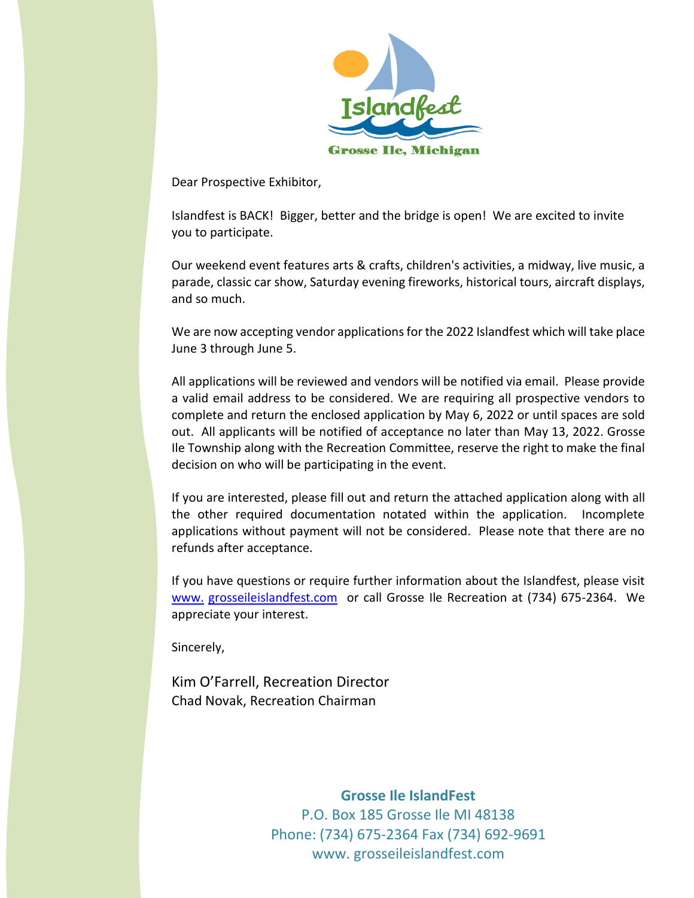Islandfest

Grosse Ile, Michigan

Dear Prospective Exhibitor,

Islandfest is BACK! Bigger, better and the bridge is open! We are excited to invite you to participate.

Our weekend event features arts & crafts, children's activities, a midway, live music, a parade, classic car show, Saturday evening fireworks, historical tours, aircraft displays, and so much.

We are now accepting vendor applications for the 2022 Islandfest which will take place June 3 through June 5.

All applications will be reviewed and vendors will be notified via email. Please provide a valid email address to be considered. We are requiring all prospective vendors to complete and return the enclosed application by May 6, 2022 or until spaces are sold out. All applicants will be notified of acceptance no later than May 13, 2022. Grosse Ile Township along with the Recreation Committee, reserve the right to make the final decision on who will be participating in the event.

If you are interested, please fill out and return the attached application along with all the other required documentation notated within the application. Incomplete applications without payment will not be considered. Please note that there are no refunds after acceptance.

If you have questions or require further information about the Islandfest, please visit www. grosseileislandfest.com or call Grosse Ile Recreation at (734) 675-2364. We appreciate your interest.

Sincerely,

Kim O'Farrell, Recreation Director
Chad Novak, Recreation Chairman

**Grosse Ile IslandFest**
P.O. Box 185 Grosse Ile MI 48138
Phone: (734) 675-2364 Fax (734) 692-9691
www. grosseileislandfest.com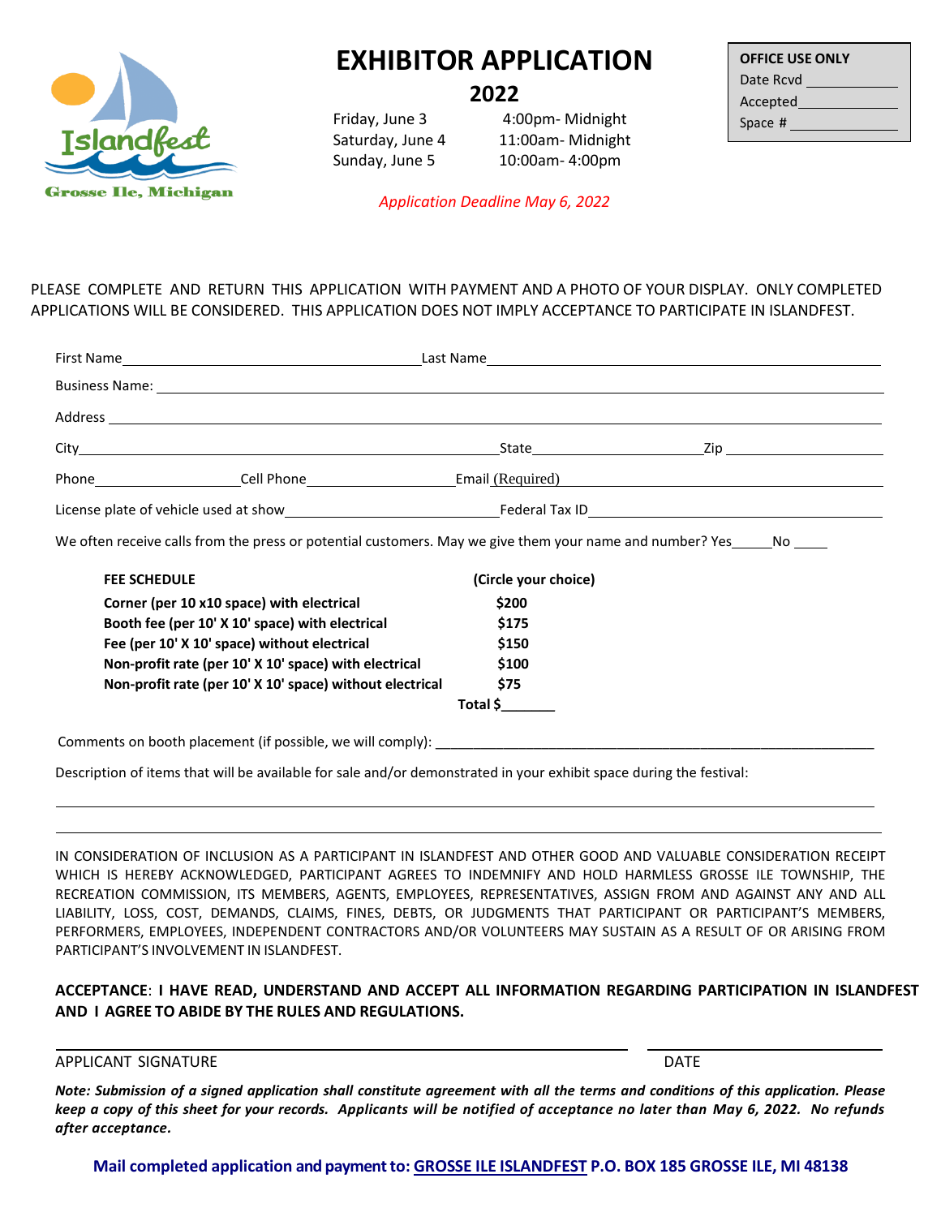# EXHIBITOR APPLICATION

## 2022

Friday, June 3 4:00pm- Midnight
Saturday, June 4 11:00am- Midnight
Sunday, June 5 10:00am- 4:00pm

*Application Deadline May 6, 2022*

**OFFICE USE ONLY**
Date Rcvd ____________
Accepted____________
Space # ____________

Islandfest
Grosse Ile, Michigan

PLEASE COMPLETE AND RETURN THIS APPLICATION WITH PAYMENT AND A PHOTO OF YOUR DISPLAY. ONLY COMPLETED APPLICATIONS WILL BE CONSIDERED. THIS APPLICATION DOES NOT IMPLY ACCEPTANCE TO PARTICIPATE IN ISLANDFEST.

First Name________________________________ Last Name________________________________________

Business Name: ________________________________________________________________________

Address ______________________________________________________________________________

City____________________________________________ State____________________ Zip ________________

Phone________________ Cell Phone________________ Email (Required)_________________________________

License plate of vehicle used at show______________________ Federal Tax ID_____________________________

We often receive calls from the press or potential customers. May we give them your name and number? Yes_____No _____

| FEE SCHEDULE | (Circle your choice) |
|---|---|
| Corner (per 10 x10 space) with electrical | $200 |
| Booth fee (per 10' X 10' space) with electrical | $175 |
| Fee (per 10' X 10' space) without electrical | $150 |
| Non-profit rate (per 10' X 10' space) with electrical | $100 |
| Non-profit rate (per 10' X 10' space) without electrical | $75 |
| | **Total $_______** |

Comments on booth placement (if possible, we will comply): ________________________________________________

Description of items that will be available for sale and/or demonstrated in your exhibit space during the festival:

______________________________________________________________________________________

______________________________________________________________________________________

IN CONSIDERATION OF INCLUSION AS A PARTICIPANT IN ISLANDFEST AND OTHER GOOD AND VALUABLE CONSIDERATION RECEIPT WHICH IS HEREBY ACKNOWLEDGED, PARTICIPANT AGREES TO INDEMNIFY AND HOLD HARMLESS GROSSE ILE TOWNSHIP, THE RECREATION COMMISSION, ITS MEMBERS, AGENTS, EMPLOYEES, REPRESENTATIVES, ASSIGN FROM AND AGAINST ANY AND ALL LIABILITY, LOSS, COST, DEMANDS, CLAIMS, FINES, DEBTS, OR JUDGMENTS THAT PARTICIPANT OR PARTICIPANT'S MEMBERS, PERFORMERS, EMPLOYEES, INDEPENDENT CONTRACTORS AND/OR VOLUNTEERS MAY SUSTAIN AS A RESULT OF OR ARISING FROM PARTICIPANT'S INVOLVEMENT IN ISLANDFEST.

**ACCEPTANCE**: **I HAVE READ, UNDERSTAND AND ACCEPT ALL INFORMATION REGARDING PARTICIPATION IN ISLANDFEST AND I AGREE TO ABIDE BY THE RULES AND REGULATIONS.**

______________________________________________ ____________________

APPLICANT SIGNATURE DATE

***Note: Submission of a signed application shall constitute agreement with all the terms and conditions of this application. Please keep a copy of this sheet for your records. Applicants will be notified of acceptance no later than May 6, 2022. No refunds after acceptance.***

**Mail completed application and payment to: GROSSE ILE ISLANDFEST P.O. BOX 185 GROSSE ILE, MI 48138**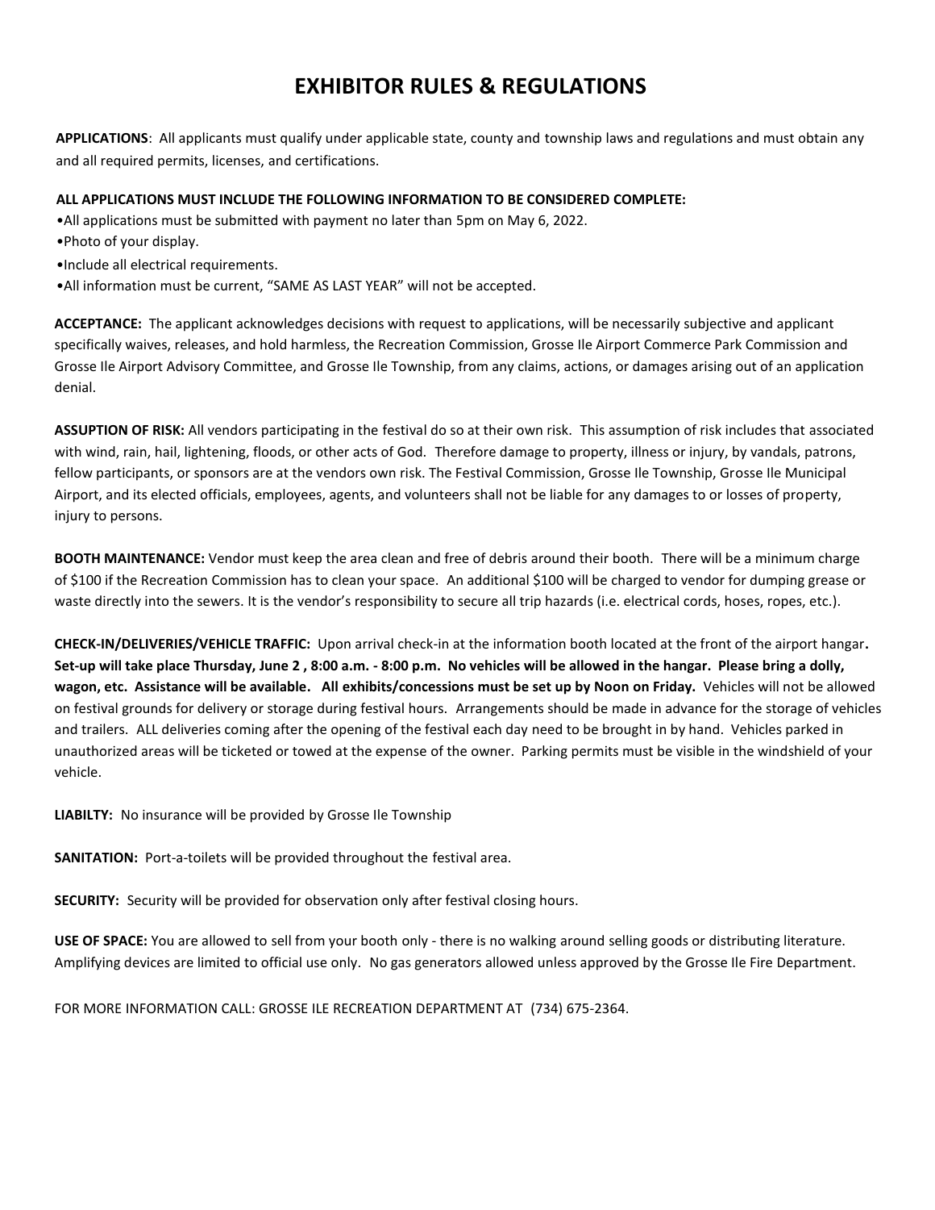# EXHIBITOR RULES & REGULATIONS

**APPLICATIONS**: All applicants must qualify under applicable state, county and township laws and regulations and must obtain any and all required permits, licenses, and certifications.

**ALL APPLICATIONS MUST INCLUDE THE FOLLOWING INFORMATION TO BE CONSIDERED COMPLETE:**

- All applications must be submitted with payment no later than 5pm on May 6, 2022.
- Photo of your display.
- Include all electrical requirements.
- All information must be current, "SAME AS LAST YEAR" will not be accepted.

**ACCEPTANCE:** The applicant acknowledges decisions with request to applications, will be necessarily subjective and applicant specifically waives, releases, and hold harmless, the Recreation Commission, Grosse Ile Airport Commerce Park Commission and Grosse Ile Airport Advisory Committee, and Grosse Ile Township, from any claims, actions, or damages arising out of an application denial.

**ASSUPTION OF RISK:** All vendors participating in the festival do so at their own risk. This assumption of risk includes that associated with wind, rain, hail, lightening, floods, or other acts of God. Therefore damage to property, illness or injury, by vandals, patrons, fellow participants, or sponsors are at the vendors own risk. The Festival Commission, Grosse Ile Township, Grosse Ile Municipal Airport, and its elected officials, employees, agents, and volunteers shall not be liable for any damages to or losses of property, injury to persons.

**BOOTH MAINTENANCE:** Vendor must keep the area clean and free of debris around their booth. There will be a minimum charge of $100 if the Recreation Commission has to clean your space. An additional $100 will be charged to vendor for dumping grease or waste directly into the sewers. It is the vendor's responsibility to secure all trip hazards (i.e. electrical cords, hoses, ropes, etc.).

**CHECK-IN/DELIVERIES/VEHICLE TRAFFIC:** Upon arrival check-in at the information booth located at the front of the airport hangar**. Set-up will take place Thursday, June 2 , 8:00 a.m. - 8:00 p.m. No vehicles will be allowed in the hangar. Please bring a dolly, wagon, etc. Assistance will be available. All exhibits/concessions must be set up by Noon on Friday.** Vehicles will not be allowed on festival grounds for delivery or storage during festival hours. Arrangements should be made in advance for the storage of vehicles and trailers. ALL deliveries coming after the opening of the festival each day need to be brought in by hand. Vehicles parked in unauthorized areas will be ticketed or towed at the expense of the owner. Parking permits must be visible in the windshield of your vehicle.

**LIABILTY:** No insurance will be provided by Grosse Ile Township

**SANITATION:** Port-a-toilets will be provided throughout the festival area.

**SECURITY:** Security will be provided for observation only after festival closing hours.

**USE OF SPACE:** You are allowed to sell from your booth only - there is no walking around selling goods or distributing literature. Amplifying devices are limited to official use only. No gas generators allowed unless approved by the Grosse Ile Fire Department.

FOR MORE INFORMATION CALL: GROSSE ILE RECREATION DEPARTMENT AT (734) 675-2364.